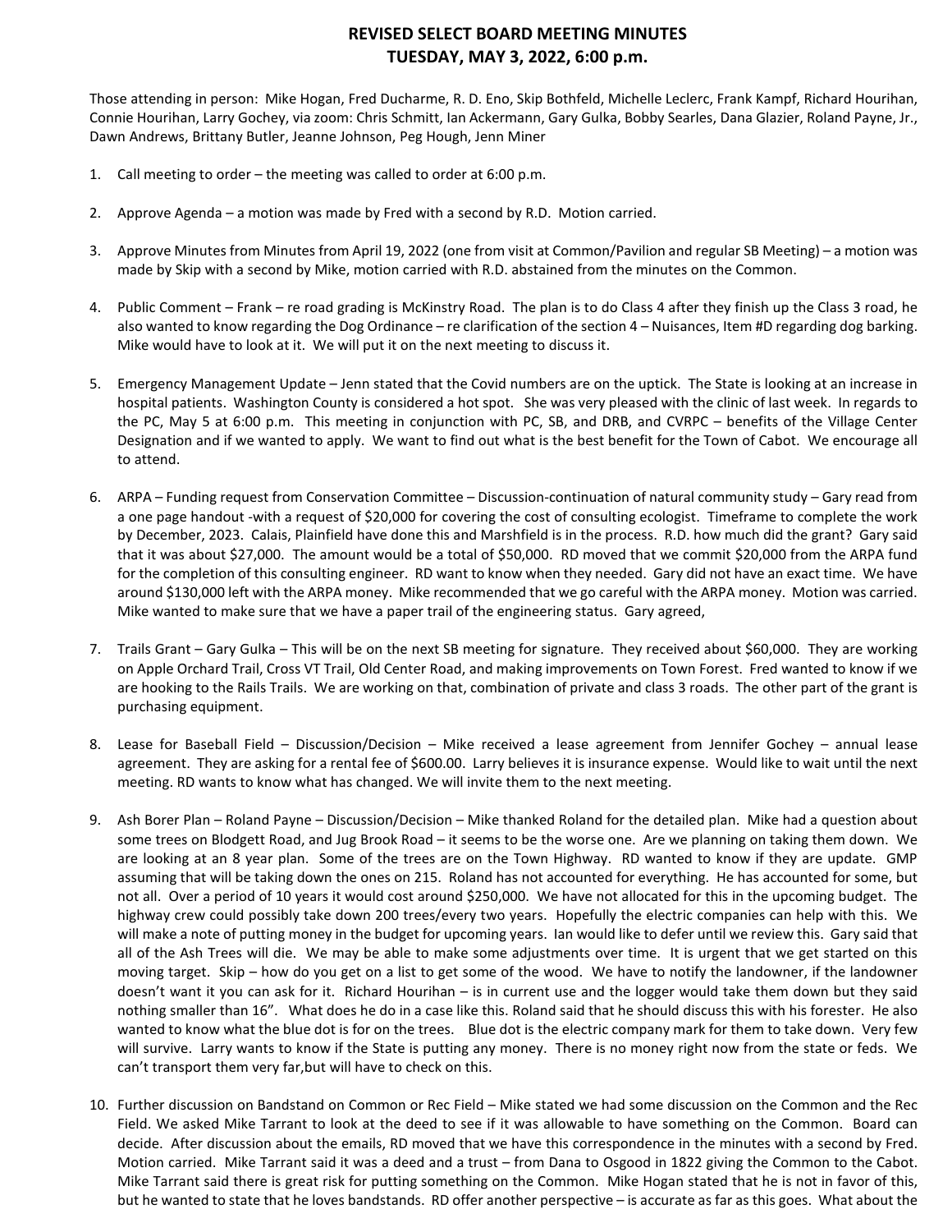# REVISED SELECT BOARD MEETING MINUTES
# TUESDAY, MAY 3, 2022, 6:00 p.m.

Those attending in person: Mike Hogan, Fred Ducharme, R. D. Eno, Skip Bothfeld, Michelle Leclerc, Frank Kampf, Richard Hourihan, Connie Hourihan, Larry Gochey, via zoom: Chris Schmitt, Ian Ackermann, Gary Gulka, Bobby Searles, Dana Glazier, Roland Payne, Jr., Dawn Andrews, Brittany Butler, Jeanne Johnson, Peg Hough, Jenn Miner

1. Call meeting to order – the meeting was called to order at 6:00 p.m.

2. Approve Agenda – a motion was made by Fred with a second by R.D. Motion carried.

3. Approve Minutes from Minutes from April 19, 2022 (one from visit at Common/Pavilion and regular SB Meeting) – a motion was made by Skip with a second by Mike, motion carried with R.D. abstained from the minutes on the Common.

4. Public Comment – Frank – re road grading is McKinstry Road. The plan is to do Class 4 after they finish up the Class 3 road, he also wanted to know regarding the Dog Ordinance – re clarification of the section 4 – Nuisances, Item #D regarding dog barking. Mike would have to look at it. We will put it on the next meeting to discuss it.

5. Emergency Management Update – Jenn stated that the Covid numbers are on the uptick. The State is looking at an increase in hospital patients. Washington County is considered a hot spot. She was very pleased with the clinic of last week. In regards to the PC, May 5 at 6:00 p.m. This meeting in conjunction with PC, SB, and DRB, and CVRPC – benefits of the Village Center Designation and if we wanted to apply. We want to find out what is the best benefit for the Town of Cabot. We encourage all to attend.

6. ARPA – Funding request from Conservation Committee – Discussion-continuation of natural community study – Gary read from a one page handout -with a request of $20,000 for covering the cost of consulting ecologist. Timeframe to complete the work by December, 2023. Calais, Plainfield have done this and Marshfield is in the process. R.D. how much did the grant? Gary said that it was about $27,000. The amount would be a total of $50,000. RD moved that we commit $20,000 from the ARPA fund for the completion of this consulting engineer. RD want to know when they needed. Gary did not have an exact time. We have around $130,000 left with the ARPA money. Mike recommended that we go careful with the ARPA money. Motion was carried. Mike wanted to make sure that we have a paper trail of the engineering status. Gary agreed,

7. Trails Grant – Gary Gulka – This will be on the next SB meeting for signature. They received about $60,000. They are working on Apple Orchard Trail, Cross VT Trail, Old Center Road, and making improvements on Town Forest. Fred wanted to know if we are hooking to the Rails Trails. We are working on that, combination of private and class 3 roads. The other part of the grant is purchasing equipment.

8. Lease for Baseball Field – Discussion/Decision – Mike received a lease agreement from Jennifer Gochey – annual lease agreement. They are asking for a rental fee of $600.00. Larry believes it is insurance expense. Would like to wait until the next meeting. RD wants to know what has changed. We will invite them to the next meeting.

9. Ash Borer Plan – Roland Payne – Discussion/Decision – Mike thanked Roland for the detailed plan. Mike had a question about some trees on Blodgett Road, and Jug Brook Road – it seems to be the worse one. Are we planning on taking them down. We are looking at an 8 year plan. Some of the trees are on the Town Highway. RD wanted to know if they are update. GMP assuming that will be taking down the ones on 215. Roland has not accounted for everything. He has accounted for some, but not all. Over a period of 10 years it would cost around $250,000. We have not allocated for this in the upcoming budget. The highway crew could possibly take down 200 trees/every two years. Hopefully the electric companies can help with this. We will make a note of putting money in the budget for upcoming years. Ian would like to defer until we review this. Gary said that all of the Ash Trees will die. We may be able to make some adjustments over time. It is urgent that we get started on this moving target. Skip – how do you get on a list to get some of the wood. We have to notify the landowner, if the landowner doesn't want it you can ask for it. Richard Hourihan – is in current use and the logger would take them down but they said nothing smaller than 16". What does he do in a case like this. Roland said that he should discuss this with his forester. He also wanted to know what the blue dot is for on the trees. Blue dot is the electric company mark for them to take down. Very few will survive. Larry wants to know if the State is putting any money. There is no money right now from the state or feds. We can't transport them very far,but will have to check on this.

10. Further discussion on Bandstand on Common or Rec Field – Mike stated we had some discussion on the Common and the Rec Field. We asked Mike Tarrant to look at the deed to see if it was allowable to have something on the Common. Board can decide. After discussion about the emails, RD moved that we have this correspondence in the minutes with a second by Fred. Motion carried. Mike Tarrant said it was a deed and a trust – from Dana to Osgood in 1822 giving the Common to the Cabot. Mike Tarrant said there is great risk for putting something on the Common. Mike Hogan stated that he is not in favor of this, but he wanted to state that he loves bandstands. RD offer another perspective – is accurate as far as this goes. What about the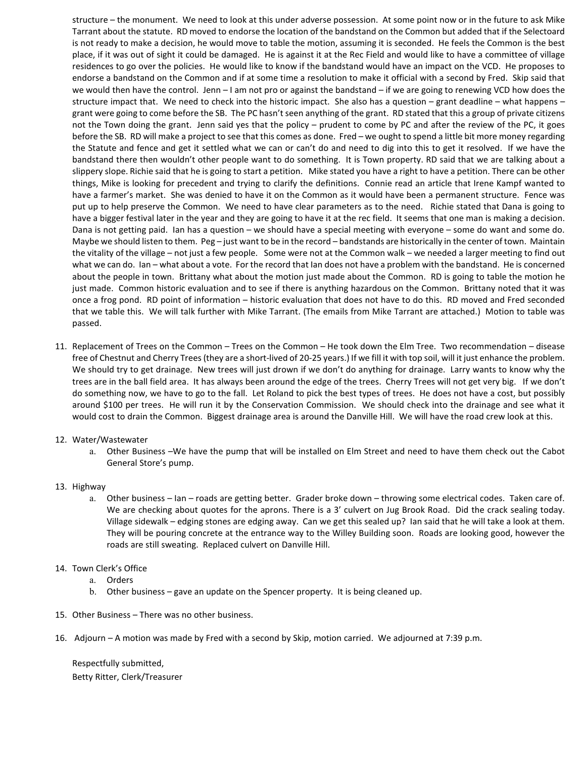structure – the monument. We need to look at this under adverse possession. At some point now or in the future to ask Mike Tarrant about the statute. RD moved to endorse the location of the bandstand on the Common but added that if the Selectoard is not ready to make a decision, he would move to table the motion, assuming it is seconded. He feels the Common is the best place, if it was out of sight it could be damaged. He is against it at the Rec Field and would like to have a committee of village residences to go over the policies. He would like to know if the bandstand would have an impact on the VCD. He proposes to endorse a bandstand on the Common and if at some time a resolution to make it official with a second by Fred. Skip said that we would then have the control. Jenn – I am not pro or against the bandstand – if we are going to renewing VCD how does the structure impact that. We need to check into the historic impact. She also has a question – grant deadline – what happens – grant were going to come before the SB. The PC hasn't seen anything of the grant. RD stated that this a group of private citizens not the Town doing the grant. Jenn said yes that the policy – prudent to come by PC and after the review of the PC, it goes before the SB. RD will make a project to see that this comes as done. Fred – we ought to spend a little bit more money regarding the Statute and fence and get it settled what we can or can't do and need to dig into this to get it resolved. If we have the bandstand there then wouldn't other people want to do something. It is Town property. RD said that we are talking about a slippery slope. Richie said that he is going to start a petition. Mike stated you have a right to have a petition. There can be other things, Mike is looking for precedent and trying to clarify the definitions. Connie read an article that Irene Kampf wanted to have a farmer's market. She was denied to have it on the Common as it would have been a permanent structure. Fence was put up to help preserve the Common. We need to have clear parameters as to the need. Richie stated that Dana is going to have a bigger festival later in the year and they are going to have it at the rec field. It seems that one man is making a decision. Dana is not getting paid. Ian has a question – we should have a special meeting with everyone – some do want and some do. Maybe we should listen to them. Peg – just want to be in the record – bandstands are historically in the center of town. Maintain the vitality of the village – not just a few people. Some were not at the Common walk – we needed a larger meeting to find out what we can do. Ian – what about a vote. For the record that Ian does not have a problem with the bandstand. He is concerned about the people in town. Brittany what about the motion just made about the Common. RD is going to table the motion he just made. Common historic evaluation and to see if there is anything hazardous on the Common. Brittany noted that it was once a frog pond. RD point of information – historic evaluation that does not have to do this. RD moved and Fred seconded that we table this. We will talk further with Mike Tarrant. (The emails from Mike Tarrant are attached.) Motion to table was passed.

11. Replacement of Trees on the Common – Trees on the Common – He took down the Elm Tree. Two recommendation – disease free of Chestnut and Cherry Trees (they are a short-lived of 20-25 years.) If we fill it with top soil, will it just enhance the problem. We should try to get drainage. New trees will just drown if we don't do anything for drainage. Larry wants to know why the trees are in the ball field area. It has always been around the edge of the trees. Cherry Trees will not get very big. If we don't do something now, we have to go to the fall. Let Roland to pick the best types of trees. He does not have a cost, but possibly around $100 per trees. He will run it by the Conservation Commission. We should check into the drainage and see what it would cost to drain the Common. Biggest drainage area is around the Danville Hill. We will have the road crew look at this.

12. Water/Wastewater
    a. Other Business –We have the pump that will be installed on Elm Street and need to have them check out the Cabot General Store's pump.

13. Highway
    a. Other business – Ian – roads are getting better. Grader broke down – throwing some electrical codes. Taken care of. We are checking about quotes for the aprons. There is a 3' culvert on Jug Brook Road. Did the crack sealing today. Village sidewalk – edging stones are edging away. Can we get this sealed up? Ian said that he will take a look at them. They will be pouring concrete at the entrance way to the Willey Building soon. Roads are looking good, however the roads are still sweating. Replaced culvert on Danville Hill.

14. Town Clerk's Office
    a. Orders
    b. Other business – gave an update on the Spencer property. It is being cleaned up.

15. Other Business – There was no other business.

16. Adjourn – A motion was made by Fred with a second by Skip, motion carried. We adjourned at 7:39 p.m.

Respectfully submitted,
Betty Ritter, Clerk/Treasurer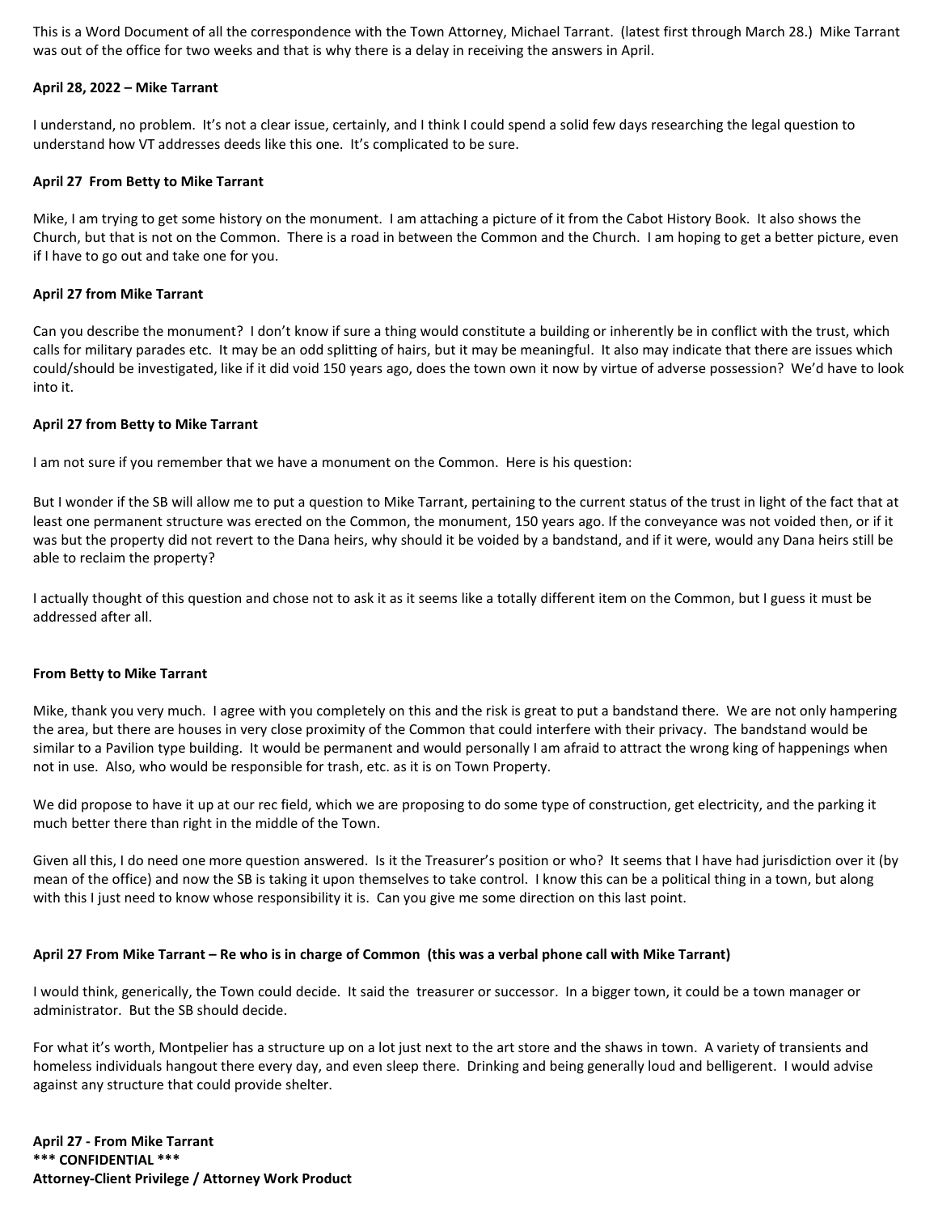This is a Word Document of all the correspondence with the Town Attorney, Michael Tarrant. (latest first through March 28.) Mike Tarrant was out of the office for two weeks and that is why there is a delay in receiving the answers in April.

**April 28, 2022 – Mike Tarrant**

I understand, no problem. It's not a clear issue, certainly, and I think I could spend a solid few days researching the legal question to understand how VT addresses deeds like this one. It's complicated to be sure.

**April 27 From Betty to Mike Tarrant**

Mike, I am trying to get some history on the monument. I am attaching a picture of it from the Cabot History Book. It also shows the Church, but that is not on the Common. There is a road in between the Common and the Church. I am hoping to get a better picture, even if I have to go out and take one for you.

**April 27 from Mike Tarrant**

Can you describe the monument? I don't know if sure a thing would constitute a building or inherently be in conflict with the trust, which calls for military parades etc. It may be an odd splitting of hairs, but it may be meaningful. It also may indicate that there are issues which could/should be investigated, like if it did void 150 years ago, does the town own it now by virtue of adverse possession? We'd have to look into it.

**April 27 from Betty to Mike Tarrant**

I am not sure if you remember that we have a monument on the Common. Here is his question:

But I wonder if the SB will allow me to put a question to Mike Tarrant, pertaining to the current status of the trust in light of the fact that at least one permanent structure was erected on the Common, the monument, 150 years ago. If the conveyance was not voided then, or if it was but the property did not revert to the Dana heirs, why should it be voided by a bandstand, and if it were, would any Dana heirs still be able to reclaim the property?

I actually thought of this question and chose not to ask it as it seems like a totally different item on the Common, but I guess it must be addressed after all.

**From Betty to Mike Tarrant**

Mike, thank you very much. I agree with you completely on this and the risk is great to put a bandstand there. We are not only hampering the area, but there are houses in very close proximity of the Common that could interfere with their privacy. The bandstand would be similar to a Pavilion type building. It would be permanent and would personally I am afraid to attract the wrong king of happenings when not in use. Also, who would be responsible for trash, etc. as it is on Town Property.

We did propose to have it up at our rec field, which we are proposing to do some type of construction, get electricity, and the parking it much better there than right in the middle of the Town.

Given all this, I do need one more question answered. Is it the Treasurer's position or who? It seems that I have had jurisdiction over it (by mean of the office) and now the SB is taking it upon themselves to take control. I know this can be a political thing in a town, but along with this I just need to know whose responsibility it is. Can you give me some direction on this last point.

**April 27 From Mike Tarrant – Re who is in charge of Common (this was a verbal phone call with Mike Tarrant)**

I would think, generically, the Town could decide. It said the treasurer or successor. In a bigger town, it could be a town manager or administrator. But the SB should decide.

For what it's worth, Montpelier has a structure up on a lot just next to the art store and the shaws in town. A variety of transients and homeless individuals hangout there every day, and even sleep there. Drinking and being generally loud and belligerent. I would advise against any structure that could provide shelter.

**April 27 - From Mike Tarrant**
**\*\*\* CONFIDENTIAL \*\*\***
**Attorney-Client Privilege / Attorney Work Product**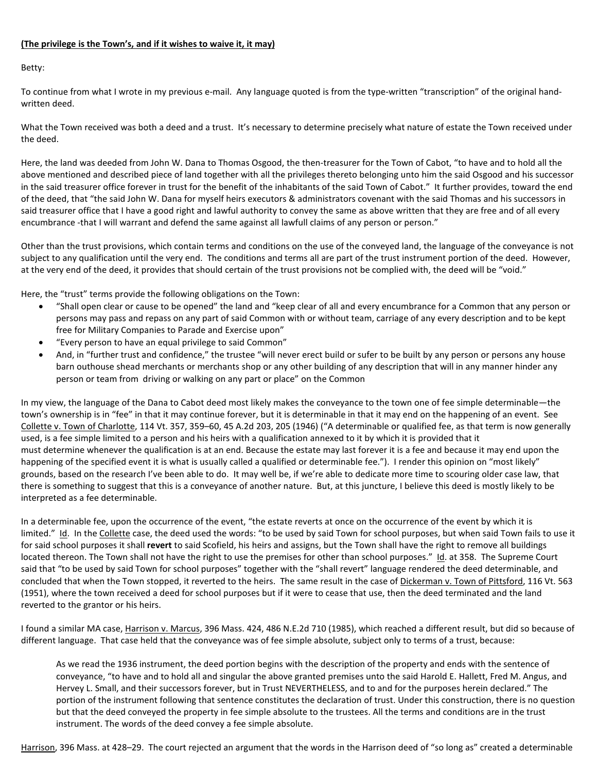**(The privilege is the Town's, and if it wishes to waive it, it may)**

Betty:

To continue from what I wrote in my previous e-mail. Any language quoted is from the type-written "transcription" of the original hand-written deed.

What the Town received was both a deed and a trust. It's necessary to determine precisely what nature of estate the Town received under the deed.

Here, the land was deeded from John W. Dana to Thomas Osgood, the then-treasurer for the Town of Cabot, "to have and to hold all the above mentioned and described piece of land together with all the privileges thereto belonging unto him the said Osgood and his successor in the said treasurer office forever in trust for the benefit of the inhabitants of the said Town of Cabot." It further provides, toward the end of the deed, that "the said John W. Dana for myself heirs executors & administrators covenant with the said Thomas and his successors in said treasurer office that I have a good right and lawful authority to convey the same as above written that they are free and of all every encumbrance -that I will warrant and defend the same against all lawfull claims of any person or person."

Other than the trust provisions, which contain terms and conditions on the use of the conveyed land, the language of the conveyance is not subject to any qualification until the very end. The conditions and terms all are part of the trust instrument portion of the deed. However, at the very end of the deed, it provides that should certain of the trust provisions not be complied with, the deed will be "void."

Here, the "trust" terms provide the following obligations on the Town:

- "Shall open clear or cause to be opened" the land and "keep clear of all and every encumbrance for a Common that any person or persons may pass and repass on any part of said Common with or without team, carriage of any every description and to be kept free for Military Companies to Parade and Exercise upon"
- "Every person to have an equal privilege to said Common"
- And, in "further trust and confidence," the trustee "will never erect build or sufer to be built by any person or persons any house barn outhouse shead merchants or merchants shop or any other building of any description that will in any manner hinder any person or team from driving or walking on any part or place" on the Common

In my view, the language of the Dana to Cabot deed most likely makes the conveyance to the town one of fee simple determinable—the town's ownership is in "fee" in that it may continue forever, but it is determinable in that it may end on the happening of an event. See Collette v. Town of Charlotte, 114 Vt. 357, 359–60, 45 A.2d 203, 205 (1946) ("A determinable or qualified fee, as that term is now generally used, is a fee simple limited to a person and his heirs with a qualification annexed to it by which it is provided that it must determine whenever the qualification is at an end. Because the estate may last forever it is a fee and because it may end upon the happening of the specified event it is what is usually called a qualified or determinable fee."). I render this opinion on "most likely" grounds, based on the research I've been able to do. It may well be, if we're able to dedicate more time to scouring older case law, that there is something to suggest that this is a conveyance of another nature. But, at this juncture, I believe this deed is mostly likely to be interpreted as a fee determinable.

In a determinable fee, upon the occurrence of the event, "the estate reverts at once on the occurrence of the event by which it is limited." Id. In the Collette case, the deed used the words: "to be used by said Town for school purposes, but when said Town fails to use it for said school purposes it shall **revert** to said Scofield, his heirs and assigns, but the Town shall have the right to remove all buildings located thereon. The Town shall not have the right to use the premises for other than school purposes." Id. at 358. The Supreme Court said that "to be used by said Town for school purposes" together with the "shall revert" language rendered the deed determinable, and concluded that when the Town stopped, it reverted to the heirs. The same result in the case of Dickerman v. Town of Pittsford, 116 Vt. 563 (1951), where the town received a deed for school purposes but if it were to cease that use, then the deed terminated and the land reverted to the grantor or his heirs.

I found a similar MA case, Harrison v. Marcus, 396 Mass. 424, 486 N.E.2d 710 (1985), which reached a different result, but did so because of different language. That case held that the conveyance was of fee simple absolute, subject only to terms of a trust, because:

> As we read the 1936 instrument, the deed portion begins with the description of the property and ends with the sentence of conveyance, "to have and to hold all and singular the above granted premises unto the said Harold E. Hallett, Fred M. Angus, and Hervey L. Small, and their successors forever, but in Trust NEVERTHELESS, and to and for the purposes herein declared." The portion of the instrument following that sentence constitutes the declaration of trust. Under this construction, there is no question but that the deed conveyed the property in fee simple absolute to the trustees. All the terms and conditions are in the trust instrument. The words of the deed convey a fee simple absolute.

Harrison, 396 Mass. at 428–29. The court rejected an argument that the words in the Harrison deed of "so long as" created a determinable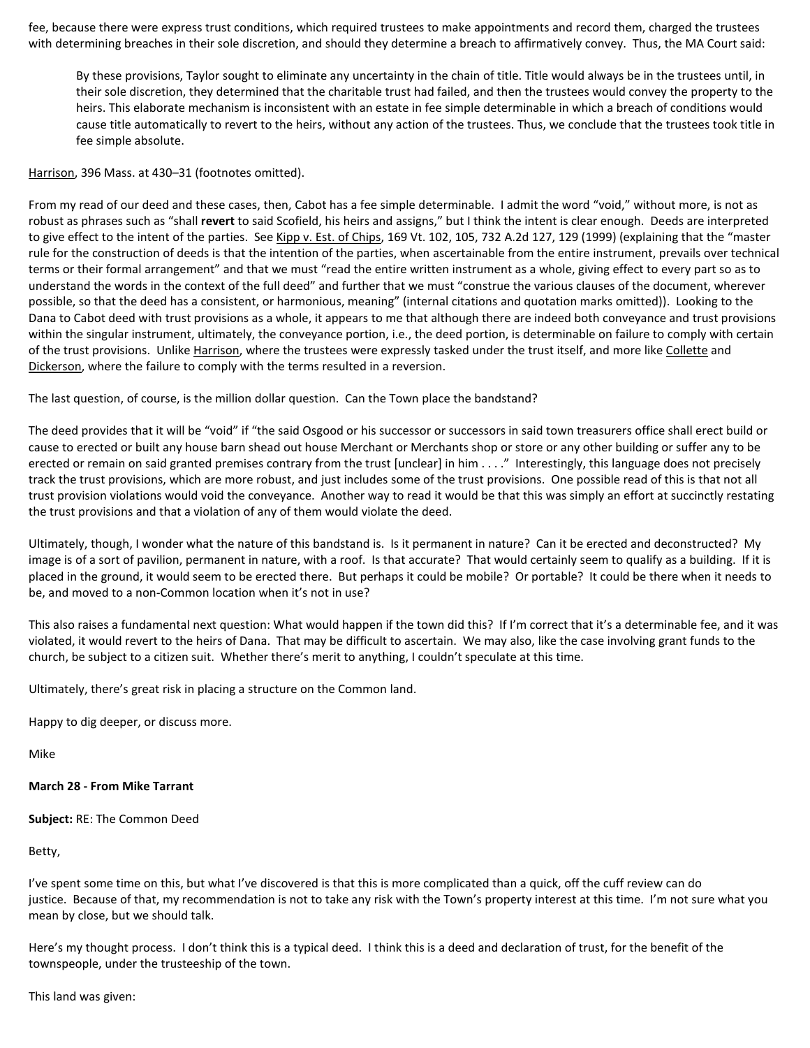fee, because there were express trust conditions, which required trustees to make appointments and record them, charged the trustees with determining breaches in their sole discretion, and should they determine a breach to affirmatively convey. Thus, the MA Court said:

> By these provisions, Taylor sought to eliminate any uncertainty in the chain of title. Title would always be in the trustees until, in their sole discretion, they determined that the charitable trust had failed, and then the trustees would convey the property to the heirs. This elaborate mechanism is inconsistent with an estate in fee simple determinable in which a breach of conditions would cause title automatically to revert to the heirs, without any action of the trustees. Thus, we conclude that the trustees took title in fee simple absolute.

Harrison, 396 Mass. at 430–31 (footnotes omitted).

From my read of our deed and these cases, then, Cabot has a fee simple determinable. I admit the word "void," without more, is not as robust as phrases such as "shall **revert** to said Scofield, his heirs and assigns," but I think the intent is clear enough. Deeds are interpreted to give effect to the intent of the parties. See Kipp v. Est. of Chips, 169 Vt. 102, 105, 732 A.2d 127, 129 (1999) (explaining that the "master rule for the construction of deeds is that the intention of the parties, when ascertainable from the entire instrument, prevails over technical terms or their formal arrangement" and that we must "read the entire written instrument as a whole, giving effect to every part so as to understand the words in the context of the full deed" and further that we must "construe the various clauses of the document, wherever possible, so that the deed has a consistent, or harmonious, meaning" (internal citations and quotation marks omitted)). Looking to the Dana to Cabot deed with trust provisions as a whole, it appears to me that although there are indeed both conveyance and trust provisions within the singular instrument, ultimately, the conveyance portion, i.e., the deed portion, is determinable on failure to comply with certain of the trust provisions. Unlike Harrison, where the trustees were expressly tasked under the trust itself, and more like Collette and Dickerson, where the failure to comply with the terms resulted in a reversion.

The last question, of course, is the million dollar question. Can the Town place the bandstand?

The deed provides that it will be "void" if "the said Osgood or his successor or successors in said town treasurers office shall erect build or cause to erected or built any house barn shead out house Merchant or Merchants shop or store or any other building or suffer any to be erected or remain on said granted premises contrary from the trust [unclear] in him . . . ." Interestingly, this language does not precisely track the trust provisions, which are more robust, and just includes some of the trust provisions. One possible read of this is that not all trust provision violations would void the conveyance. Another way to read it would be that this was simply an effort at succinctly restating the trust provisions and that a violation of any of them would violate the deed.

Ultimately, though, I wonder what the nature of this bandstand is. Is it permanent in nature? Can it be erected and deconstructed? My image is of a sort of pavilion, permanent in nature, with a roof. Is that accurate? That would certainly seem to qualify as a building. If it is placed in the ground, it would seem to be erected there. But perhaps it could be mobile? Or portable? It could be there when it needs to be, and moved to a non-Common location when it's not in use?

This also raises a fundamental next question: What would happen if the town did this? If I'm correct that it's a determinable fee, and it was violated, it would revert to the heirs of Dana. That may be difficult to ascertain. We may also, like the case involving grant funds to the church, be subject to a citizen suit. Whether there's merit to anything, I couldn't speculate at this time.

Ultimately, there's great risk in placing a structure on the Common land.

Happy to dig deeper, or discuss more.

Mike

**March 28 - From Mike Tarrant**

**Subject:** RE: The Common Deed

Betty,

I've spent some time on this, but what I've discovered is that this is more complicated than a quick, off the cuff review can do justice. Because of that, my recommendation is not to take any risk with the Town's property interest at this time. I'm not sure what you mean by close, but we should talk.

Here's my thought process. I don't think this is a typical deed. I think this is a deed and declaration of trust, for the benefit of the townspeople, under the trusteeship of the town.

This land was given: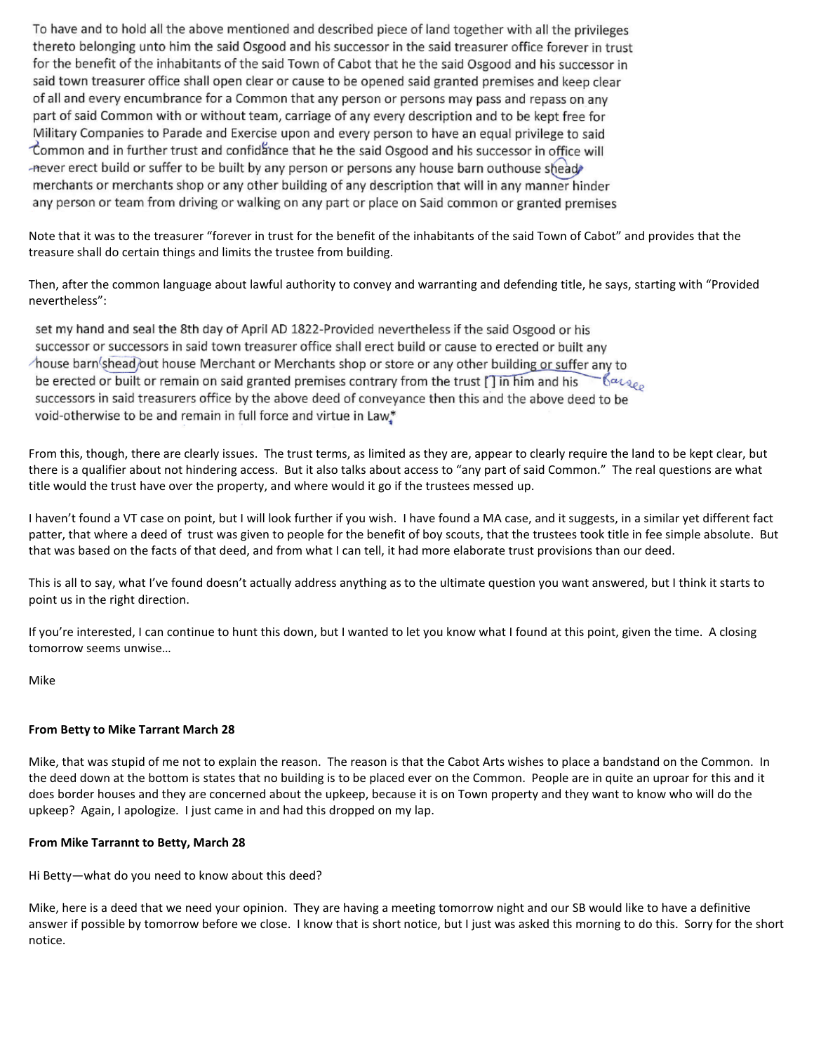To have and to hold all the above mentioned and described piece of land together with all the privileges thereto belonging unto him the said Osgood and his successor in the said treasurer office forever in trust for the benefit of the inhabitants of the said Town of Cabot that he the said Osgood and his successor in said town treasurer office shall open clear or cause to be opened said granted premises and keep clear of all and every encumbrance for a Common that any person or persons may pass and repass on any part of said Common with or without team, carriage of any every description and to be kept free for Military Companies to Parade and Exercise upon and every person to have an equal privilege to said Common and in further trust and confidence that he the said Osgood and his successor in office will never erect build or suffer to be built by any person or persons any house barn outhouse shead merchants or merchants shop or any other building of any description that will in any manner hinder any person or team from driving or walking on any part or place on Said common or granted premises

Note that it was to the treasurer "forever in trust for the benefit of the inhabitants of the said Town of Cabot" and provides that the treasure shall do certain things and limits the trustee from building.

Then, after the common language about lawful authority to convey and warranting and defending title, he says, starting with "Provided nevertheless":

set my hand and seal the 8th day of April AD 1822-Provided nevertheless if the said Osgood or his successor or successors in said town treasurer office shall erect build or cause to erected or built any house barn shead out house Merchant or Merchants shop or store or any other building or suffer any to be erected or built or remain on said granted premises contrary from the trust [] in him and his successors in said treasurers office by the above deed of conveyance then this and the above deed to be void-otherwise to be and remain in full force and virtue in Law*

From this, though, there are clearly issues. The trust terms, as limited as they are, appear to clearly require the land to be kept clear, but there is a qualifier about not hindering access. But it also talks about access to "any part of said Common." The real questions are what title would the trust have over the property, and where would it go if the trustees messed up.

I haven't found a VT case on point, but I will look further if you wish. I have found a MA case, and it suggests, in a similar yet different fact patter, that where a deed of trust was given to people for the benefit of boy scouts, that the trustees took title in fee simple absolute. But that was based on the facts of that deed, and from what I can tell, it had more elaborate trust provisions than our deed.

This is all to say, what I've found doesn't actually address anything as to the ultimate question you want answered, but I think it starts to point us in the right direction.

If you're interested, I can continue to hunt this down, but I wanted to let you know what I found at this point, given the time. A closing tomorrow seems unwise…

Mike

**From Betty to Mike Tarrant March 28**

Mike, that was stupid of me not to explain the reason. The reason is that the Cabot Arts wishes to place a bandstand on the Common. In the deed down at the bottom is states that no building is to be placed ever on the Common. People are in quite an uproar for this and it does border houses and they are concerned about the upkeep, because it is on Town property and they want to know who will do the upkeep? Again, I apologize. I just came in and had this dropped on my lap.

**From Mike Tarrannt to Betty, March 28**

Hi Betty—what do you need to know about this deed?

Mike, here is a deed that we need your opinion. They are having a meeting tomorrow night and our SB would like to have a definitive answer if possible by tomorrow before we close. I know that is short notice, but I just was asked this morning to do this. Sorry for the short notice.